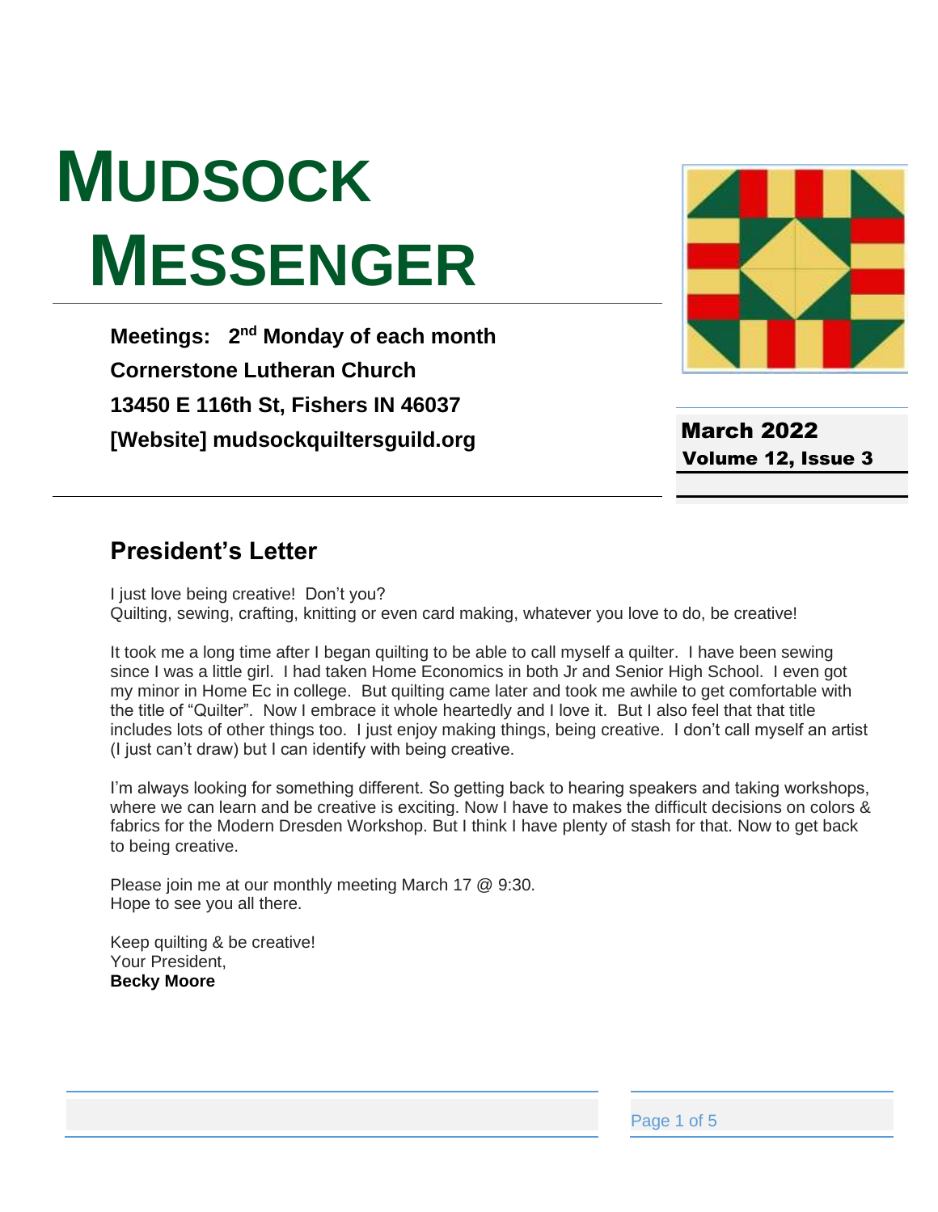# MUDSOCK MESSENGER

**Meetings: 2nd Monday of each month**
**Cornerstone Lutheran Church**
**13450 E 116th St, Fishers IN 46037**
**[Website] mudsockquiltersguild.org**

**March 2022**
**Volume 12, Issue 3**

## President's Letter

I just love being creative! Don't you?
Quilting, sewing, crafting, knitting or even card making, whatever you love to do, be creative!

It took me a long time after I began quilting to be able to call myself a quilter. I have been sewing since I was a little girl. I had taken Home Economics in both Jr and Senior High School. I even got my minor in Home Ec in college. But quilting came later and took me awhile to get comfortable with the title of "Quilter". Now I embrace it whole heartedly and I love it. But I also feel that that title includes lots of other things too. I just enjoy making things, being creative. I don't call myself an artist (I just can't draw) but I can identify with being creative.

I'm always looking for something different. So getting back to hearing speakers and taking workshops, where we can learn and be creative is exciting. Now I have to makes the difficult decisions on colors & fabrics for the Modern Dresden Workshop. But I think I have plenty of stash for that. Now to get back to being creative.

Please join me at our monthly meeting March 17 @ 9:30.
Hope to see you all there.

Keep quilting & be creative!
Your President,
**Becky Moore**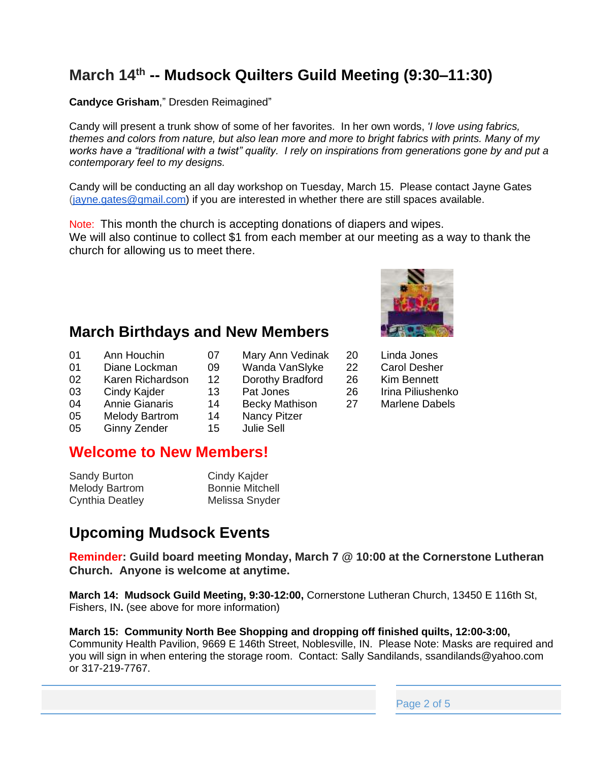## March 14th -- Mudsock Quilters Guild Meeting (9:30–11:30)

**Candyce Grisham**," Dresden Reimagined"

Candy will present a trunk show of some of her favorites. In her own words, *'I love using fabrics, themes and colors from nature, but also lean more and more to bright fabrics with prints. Many of my works have a "traditional with a twist" quality. I rely on inspirations from generations gone by and put a contemporary feel to my designs.*

Candy will be conducting an all day workshop on Tuesday, March 15. Please contact Jayne Gates (jayne.gates@gmail.com) if you are interested in whether there are still spaces available.

Note: This month the church is accepting donations of diapers and wipes.
We will also continue to collect $1 from each member at our meeting as a way to thank the church for allowing us to meet there.

## March Birthdays and New Members

| | | | | | |
|---|---|---|---|---|---|
| 01 | Ann Houchin | 07 | Mary Ann Vedinak | 20 | Linda Jones |
| 01 | Diane Lockman | 09 | Wanda VanSlyke | 22 | Carol Desher |
| 02 | Karen Richardson | 12 | Dorothy Bradford | 26 | Kim Bennett |
| 03 | Cindy Kajder | 13 | Pat Jones | 26 | Irina Piliushenko |
| 04 | Annie Gianaris | 14 | Becky Mathison | 27 | Marlene Dabels |
| 05 | Melody Bartrom | 14 | Nancy Pitzer | | |
| 05 | Ginny Zender | 15 | Julie Sell | | |

## Welcome to New Members!

| | |
|---|---|
| Sandy Burton | Cindy Kajder |
| Melody Bartrom | Bonnie Mitchell |
| Cynthia Deatley | Melissa Snyder |

## Upcoming Mudsock Events

**Reminder: Guild board meeting Monday, March 7 @ 10:00 at the Cornerstone Lutheran Church. Anyone is welcome at anytime.**

**March 14: Mudsock Guild Meeting, 9:30-12:00,** Cornerstone Lutheran Church, 13450 E 116th St, Fishers, IN**.** (see above for more information)

**March 15: Community North Bee Shopping and dropping off finished quilts, 12:00-3:00,** Community Health Pavilion, 9669 E 146th Street, Noblesville, IN. Please Note: Masks are required and you will sign in when entering the storage room. Contact: Sally Sandilands, ssandilands@yahoo.com or 317-219-7767.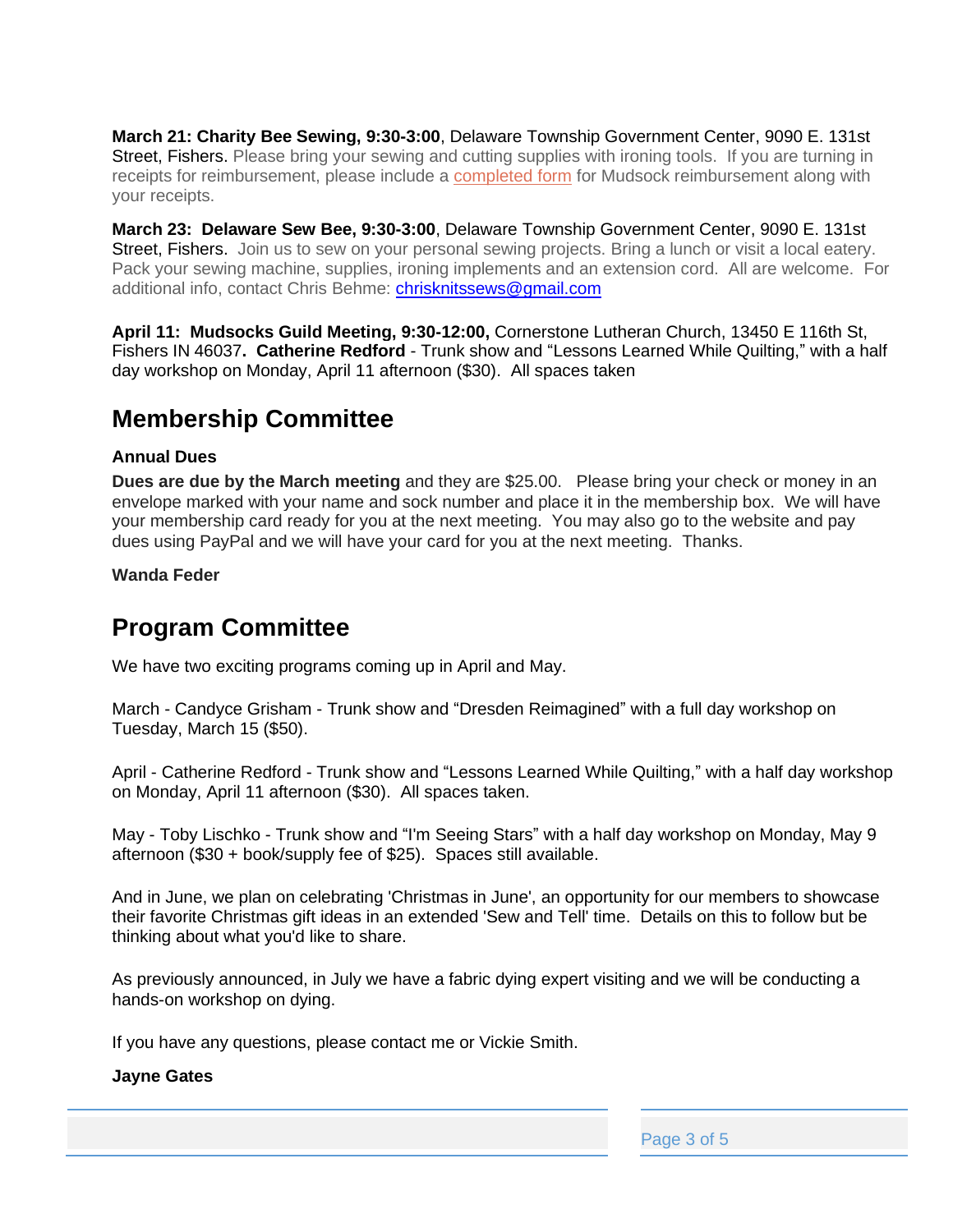**March 21: Charity Bee Sewing, 9:30-3:00**, Delaware Township Government Center, 9090 E. 131st Street, Fishers. Please bring your sewing and cutting supplies with ironing tools. If you are turning in receipts for reimbursement, please include a completed form for Mudsock reimbursement along with your receipts.

**March 23: Delaware Sew Bee, 9:30-3:00**, Delaware Township Government Center, 9090 E. 131st Street, Fishers. Join us to sew on your personal sewing projects. Bring a lunch or visit a local eatery. Pack your sewing machine, supplies, ironing implements and an extension cord. All are welcome. For additional info, contact Chris Behme: chrisknitssews@gmail.com

**April 11: Mudsocks Guild Meeting, 9:30-12:00,** Cornerstone Lutheran Church, 13450 E 116th St, Fishers IN 46037**. Catherine Redford** - Trunk show and "Lessons Learned While Quilting," with a half day workshop on Monday, April 11 afternoon ($30). All spaces taken

## Membership Committee

**Annual Dues**

**Dues are due by the March meeting** and they are $25.00. Please bring your check or money in an envelope marked with your name and sock number and place it in the membership box. We will have your membership card ready for you at the next meeting. You may also go to the website and pay dues using PayPal and we will have your card for you at the next meeting. Thanks.

**Wanda Feder**

## Program Committee

We have two exciting programs coming up in April and May.

March - Candyce Grisham - Trunk show and "Dresden Reimagined" with a full day workshop on Tuesday, March 15 ($50).

April - Catherine Redford - Trunk show and "Lessons Learned While Quilting," with a half day workshop on Monday, April 11 afternoon ($30). All spaces taken.

May - Toby Lischko - Trunk show and "I'm Seeing Stars" with a half day workshop on Monday, May 9 afternoon ($30 + book/supply fee of $25). Spaces still available.

And in June, we plan on celebrating 'Christmas in June', an opportunity for our members to showcase their favorite Christmas gift ideas in an extended 'Sew and Tell' time. Details on this to follow but be thinking about what you'd like to share.

As previously announced, in July we have a fabric dying expert visiting and we will be conducting a hands-on workshop on dying.

If you have any questions, please contact me or Vickie Smith.

**Jayne Gates**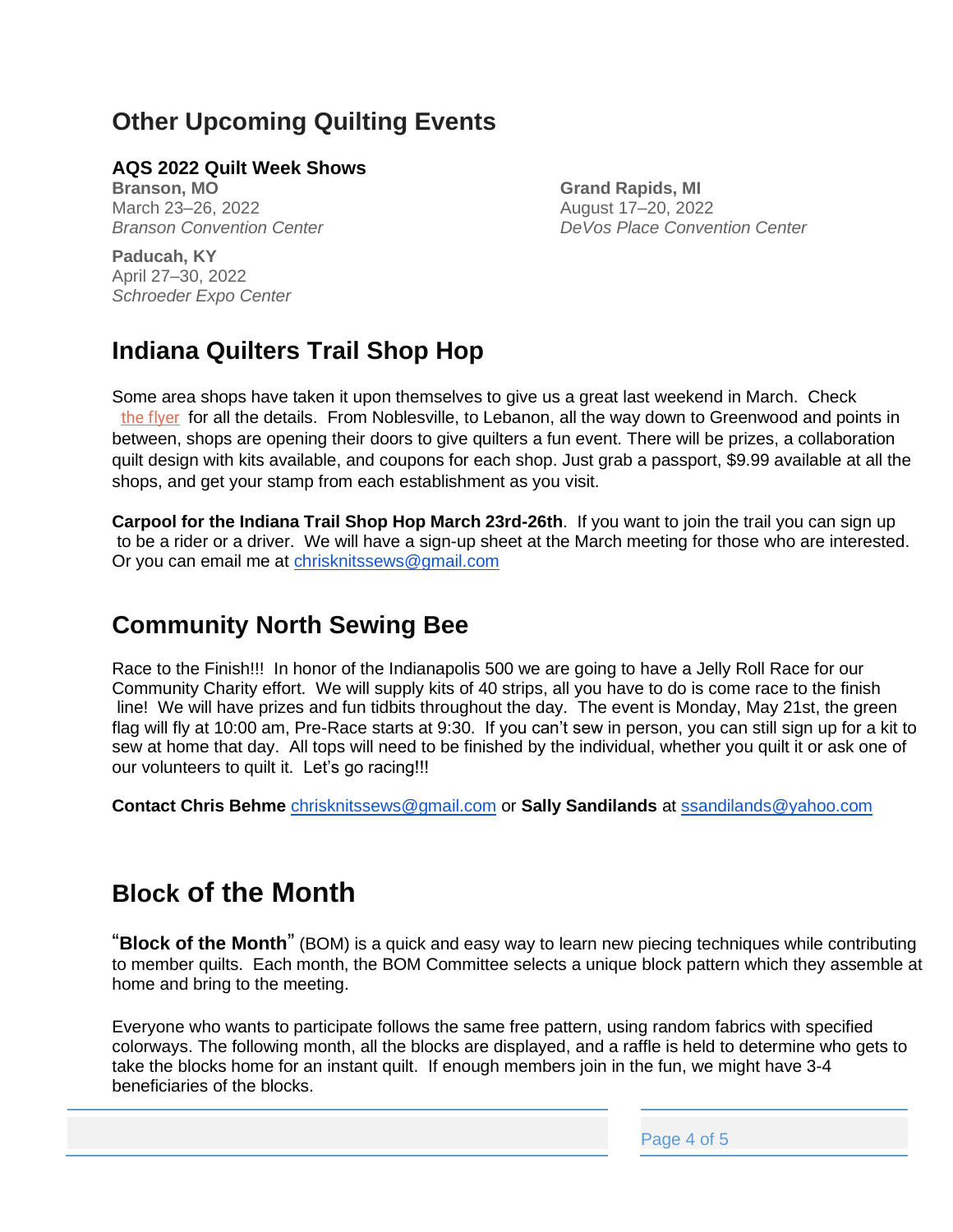## Other Upcoming Quilting Events

### AQS 2022 Quilt Week Shows

**Branson, MO**
March 23–26, 2022
*Branson Convention Center*

**Paducah, KY**
April 27–30, 2022
*Schroeder Expo Center*

**Grand Rapids, MI**
August 17–20, 2022
*DeVos Place Convention Center*

## Indiana Quilters Trail Shop Hop

Some area shops have taken it upon themselves to give us a great last weekend in March. Check the flyer for all the details. From Noblesville, to Lebanon, all the way down to Greenwood and points in between, shops are opening their doors to give quilters a fun event. There will be prizes, a collaboration quilt design with kits available, and coupons for each shop. Just grab a passport, $9.99 available at all the shops, and get your stamp from each establishment as you visit.

**Carpool for the Indiana Trail Shop Hop March 23rd-26th**. If you want to join the trail you can sign up to be a rider or a driver. We will have a sign-up sheet at the March meeting for those who are interested. Or you can email me at chrisknitssews@gmail.com

## Community North Sewing Bee

Race to the Finish!!! In honor of the Indianapolis 500 we are going to have a Jelly Roll Race for our Community Charity effort. We will supply kits of 40 strips, all you have to do is come race to the finish line! We will have prizes and fun tidbits throughout the day. The event is Monday, May 21st, the green flag will fly at 10:00 am, Pre-Race starts at 9:30. If you can't sew in person, you can still sign up for a kit to sew at home that day. All tops will need to be finished by the individual, whether you quilt it or ask one of our volunteers to quilt it. Let's go racing!!!

**Contact Chris Behme** chrisknitssews@gmail.com or **Sally Sandilands** at ssandilands@yahoo.com

## Block of the Month

"**Block of the Month**" (BOM) is a quick and easy way to learn new piecing techniques while contributing to member quilts. Each month, the BOM Committee selects a unique block pattern which they assemble at home and bring to the meeting.

Everyone who wants to participate follows the same free pattern, using random fabrics with specified colorways. The following month, all the blocks are displayed, and a raffle is held to determine who gets to take the blocks home for an instant quilt. If enough members join in the fun, we might have 3-4 beneficiaries of the blocks.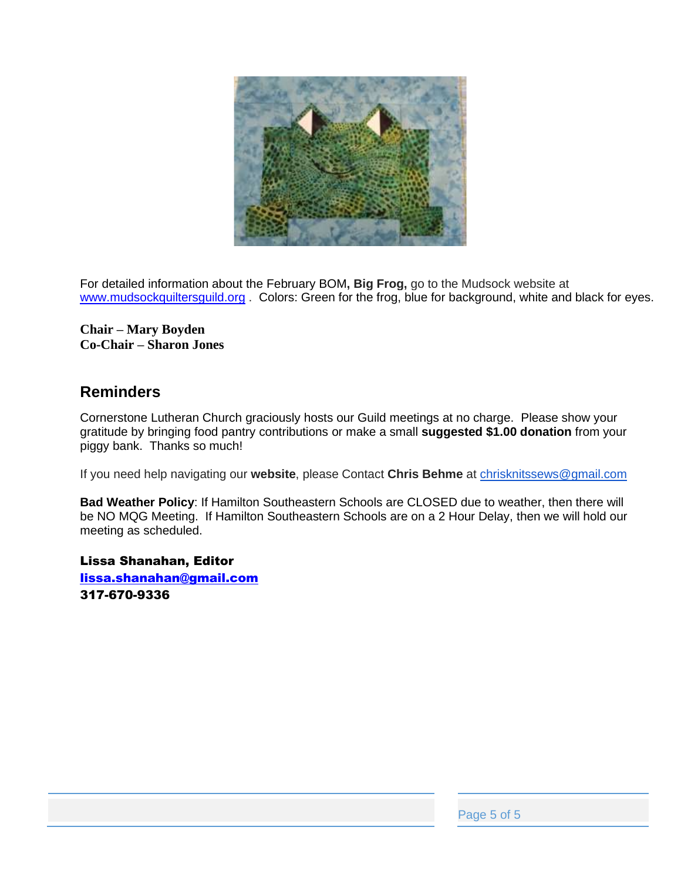For detailed information about the February BOM**, Big Frog,** go to the Mudsock website at www.mudsockquiltersguild.org . Colors: Green for the frog, blue for background, white and black for eyes.

**Chair – Mary Boyden**
**Co-Chair – Sharon Jones**

## Reminders

Cornerstone Lutheran Church graciously hosts our Guild meetings at no charge. Please show your gratitude by bringing food pantry contributions or make a small **suggested $1.00 donation** from your piggy bank. Thanks so much!

If you need help navigating our **website**, please Contact **Chris Behme** at chrisknitssews@gmail.com

**Bad Weather Policy**: If Hamilton Southeastern Schools are CLOSED due to weather, then there will be NO MQG Meeting. If Hamilton Southeastern Schools are on a 2 Hour Delay, then we will hold our meeting as scheduled.

**Lissa Shanahan, Editor**
**lissa.shanahan@gmail.com**
**317-670-9336**